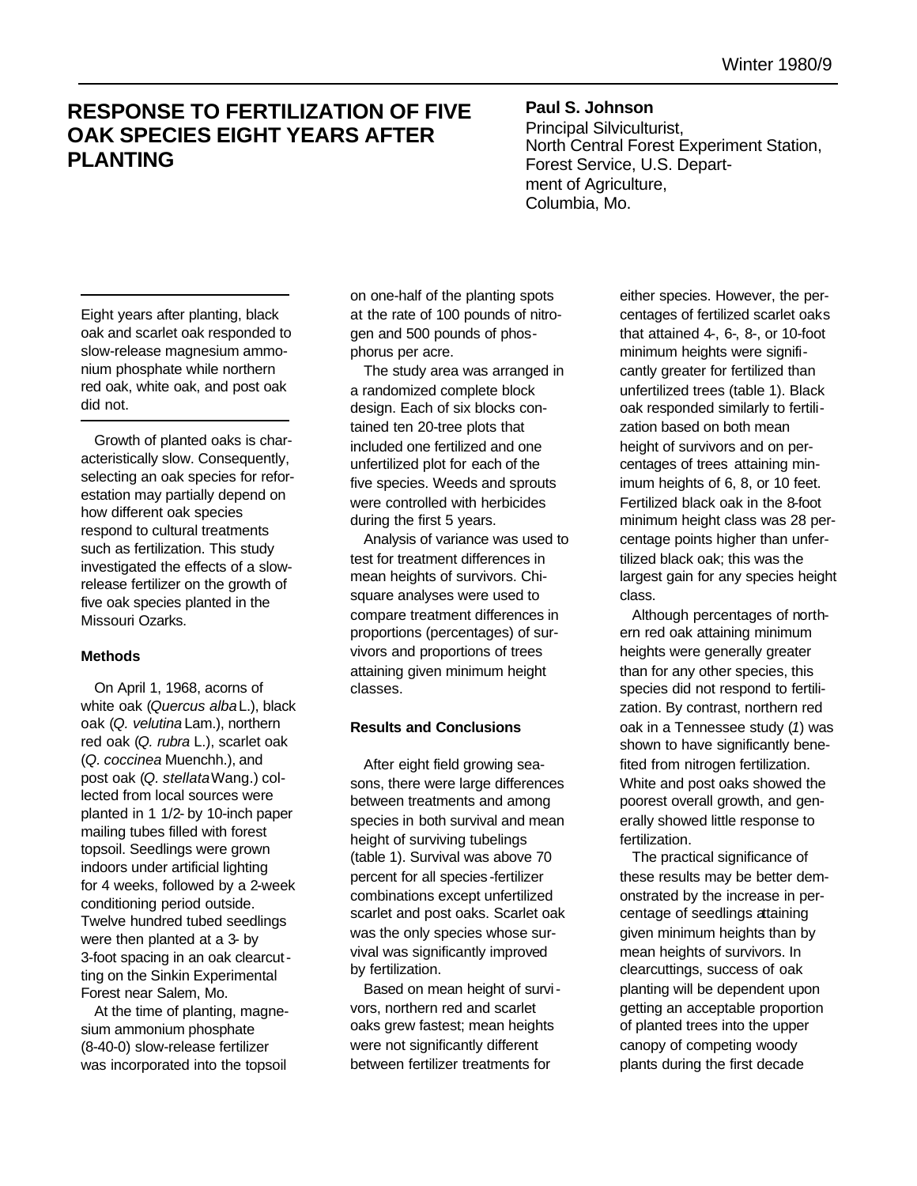# RESPONSE TO FERTILIZATION OF FIVE OAK SPECIES EIGHT YEARS AFTER PLANTING

**Paul S. Johnson**
Principal Silviculturist,
North Central Forest Experiment Station,
Forest Service, U.S. Department of Agriculture,
Columbia, Mo.

Eight years after planting, black oak and scarlet oak responded to slow-release magnesium ammonium phosphate while northern red oak, white oak, and post oak did not.

Growth of planted oaks is characteristically slow. Consequently, selecting an oak species for reforestation may partially depend on how different oak species respond to cultural treatments such as fertilization. This study investigated the effects of a slow-release fertilizer on the growth of five oak species planted in the Missouri Ozarks.

### Methods

On April 1, 1968, acorns of white oak (*Quercus alba* L.), black oak (*Q. velutina* Lam.), northern red oak (*Q. rubra* L.), scarlet oak (*Q. coccinea* Muenchh.), and post oak (*Q. stellata* Wang.) collected from local sources were planted in 1 1/2- by 10-inch paper mailing tubes filled with forest topsoil. Seedlings were grown indoors under artificial lighting for 4 weeks, followed by a 2-week conditioning period outside. Twelve hundred tubed seedlings were then planted at a 3- by 3-foot spacing in an oak clearcutting on the Sinkin Experimental Forest near Salem, Mo.

At the time of planting, magnesium ammonium phosphate (8-40-0) slow-release fertilizer was incorporated into the topsoil on one-half of the planting spots at the rate of 100 pounds of nitrogen and 500 pounds of phosphorus per acre.

The study area was arranged in a randomized complete block design. Each of six blocks contained ten 20-tree plots that included one fertilized and one unfertilized plot for each of the five species. Weeds and sprouts were controlled with herbicides during the first 5 years.

Analysis of variance was used to test for treatment differences in mean heights of survivors. Chi-square analyses were used to compare treatment differences in proportions (percentages) of survivors and proportions of trees attaining given minimum height classes.

### Results and Conclusions

After eight field growing seasons, there were large differences between treatments and among species in both survival and mean height of surviving tubelings (table 1). Survival was above 70 percent for all species-fertilizer combinations except unfertilized scarlet and post oaks. Scarlet oak was the only species whose survival was significantly improved by fertilization.

Based on mean height of survivors, northern red and scarlet oaks grew fastest; mean heights were not significantly different between fertilizer treatments for either species. However, the percentages of fertilized scarlet oaks that attained 4-, 6-, 8-, or 10-foot minimum heights were significantly greater for fertilized than unfertilized trees (table 1). Black oak responded similarly to fertilization based on both mean height of survivors and on percentages of trees attaining minimum heights of 6, 8, or 10 feet. Fertilized black oak in the 8-foot minimum height class was 28 percentage points higher than unfertilized black oak; this was the largest gain for any species height class.

Although percentages of northern red oak attaining minimum heights were generally greater than for any other species, this species did not respond to fertilization. By contrast, northern red oak in a Tennessee study (*1*) was shown to have significantly benefited from nitrogen fertilization. White and post oaks showed the poorest overall growth, and generally showed little response to fertilization.

The practical significance of these results may be better demonstrated by the increase in percentage of seedlings attaining given minimum heights than by mean heights of survivors. In clearcuttings, success of oak planting will be dependent upon getting an acceptable proportion of planted trees into the upper canopy of competing woody plants during the first decade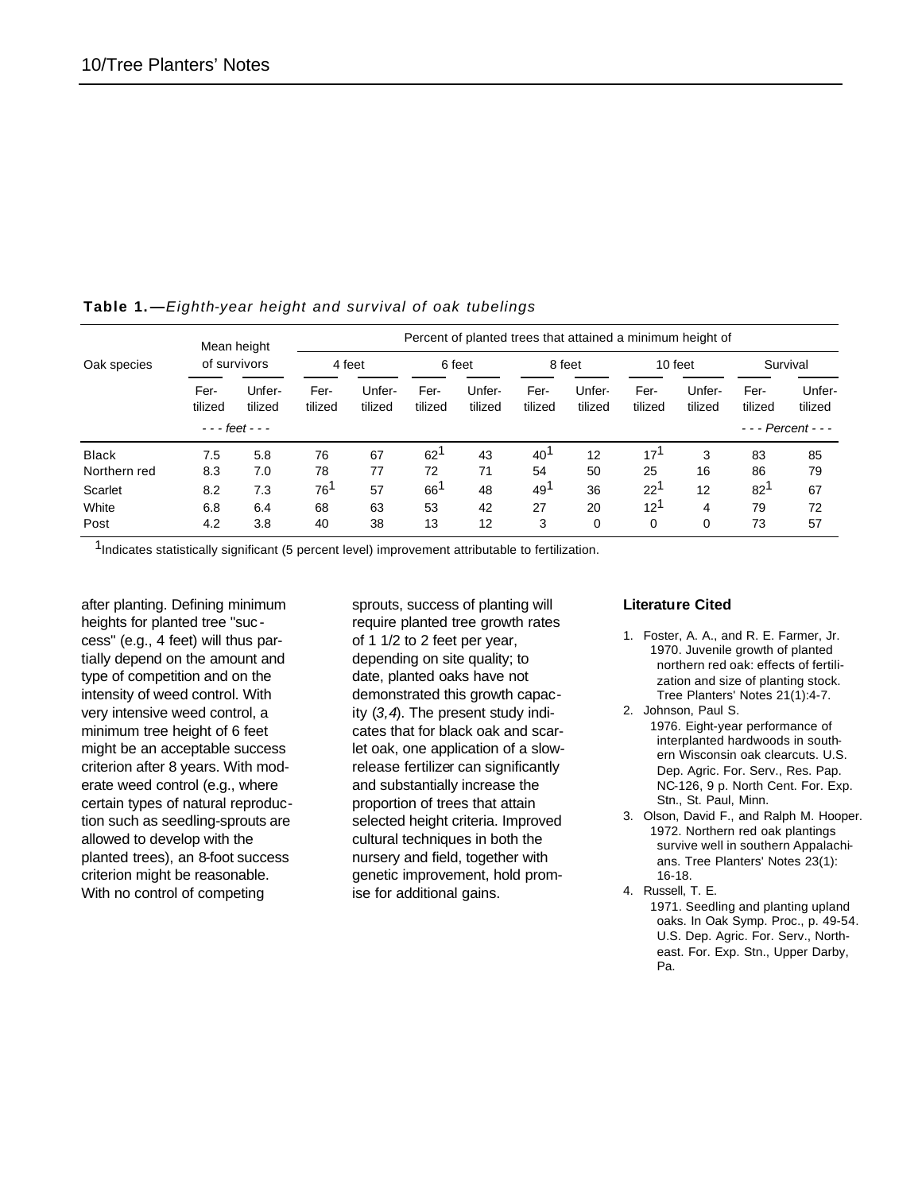**Table 1.—***Eighth-year height and survival of oak tubelings*

| Oak species | Mean height of survivors | | Percent of planted trees that attained a minimum height of | | | | | | | | | |
|---|---|---|---|---|---|---|---|---|---|---|---|---|
| | | | 4 feet | | 6 feet | | 8 feet | | 10 feet | | Survival | |
| | Fer-tilized | Unfer-tilized | Fer-tilized | Unfer-tilized | Fer-tilized | Unfer-tilized | Fer-tilized | Unfer-tilized | Fer-tilized | Unfer-tilized | Fer-tilized | Unfer-tilized |
| | *- - - feet - - -* | | | | | | | | | | *- - - Percent - - -* | |
| Black | 7.5 | 5.8 | 76 | 67 | 62[1] | 43 | 40[1] | 12 | 17[1] | 3 | 83 | 85 |
| Northern red | 8.3 | 7.0 | 78 | 77 | 72 | 71 | 54 | 50 | 25 | 16 | 86 | 79 |
| Scarlet | 8.2 | 7.3 | 76[1] | 57 | 66[1] | 48 | 49[1] | 36 | 22[1] | 12 | 82[1] | 67 |
| White | 6.8 | 6.4 | 68 | 63 | 53 | 42 | 27 | 20 | 12[1] | 4 | 79 | 72 |
| Post | 4.2 | 3.8 | 40 | 38 | 13 | 12 | 3 | 0 | 0 | 0 | 73 | 57 |

[1]Indicates statistically significant (5 percent level) improvement attributable to fertilization.

after planting. Defining minimum heights for planted tree "success" (e.g., 4 feet) will thus partially depend on the amount and type of competition and on the intensity of weed control. With very intensive weed control, a minimum tree height of 6 feet might be an acceptable success criterion after 8 years. With moderate weed control (e.g., where certain types of natural reproduction such as seedling-sprouts are allowed to develop with the planted trees), an 8-foot success criterion might be reasonable. With no control of competing sprouts, success of planting will require planted tree growth rates of 1 1/2 to 2 feet per year, depending on site quality; to date, planted oaks have not demonstrated this growth capacity (*3,4*). The present study indicates that for black oak and scarlet oak, one application of a slow-release fertilizer can significantly and substantially increase the proportion of trees that attain selected height criteria. Improved cultural techniques in both the nursery and field, together with genetic improvement, hold promise for additional gains.

## Literature Cited

1. Foster, A. A., and R. E. Farmer, Jr. 1970. Juvenile growth of planted northern red oak: effects of fertilization and size of planting stock. Tree Planters' Notes 21(1):4-7.
2. Johnson, Paul S. 1976. Eight-year performance of interplanted hardwoods in southern Wisconsin oak clearcuts. U.S. Dep. Agric. For. Serv., Res. Pap. NC-126, 9 p. North Cent. For. Exp. Stn., St. Paul, Minn.
3. Olson, David F., and Ralph M. Hooper. 1972. Northern red oak plantings survive well in southern Appalachians. Tree Planters' Notes 23(1): 16-18.
4. Russell, T. E. 1971. Seedling and planting upland oaks. In Oak Symp. Proc., p. 49-54. U.S. Dep. Agric. For. Serv., Northeast. For. Exp. Stn., Upper Darby, Pa.